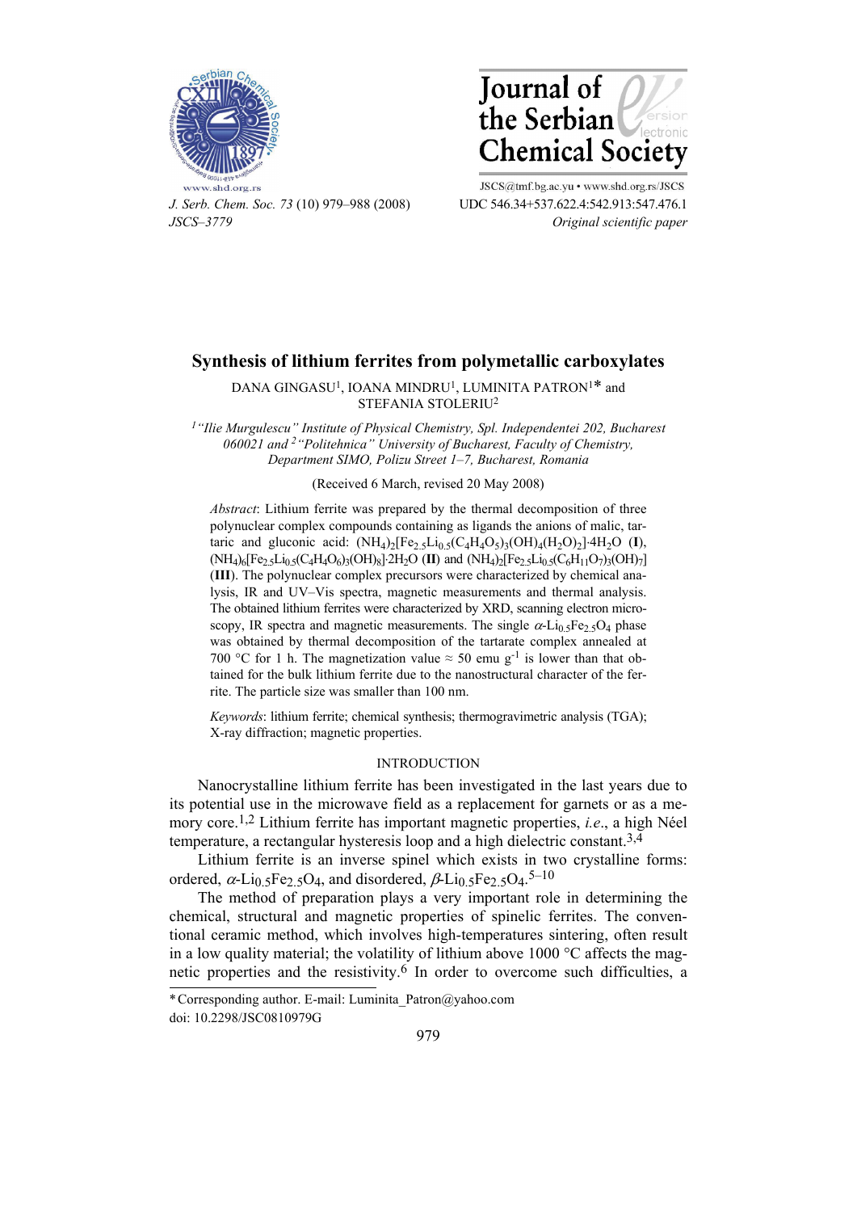# Synthesis of lithium ferrites from polymetallic carboxylates

DANA GINGASU[1], IOANA MINDRU[1], LUMINITA PATRON[1]* and STEFANIA STOLERIU[2]

[1] *"Ilie Murgulescu" Institute of Physical Chemistry, Spl. Independentei 202, Bucharest 060021 and* [2] *"Politehnica" University of Bucharest, Faculty of Chemistry, Department SIMO, Polizu Street 1–7, Bucharest, Romania*

(Received 6 March, revised 20 May 2008)

*Abstract*: Lithium ferrite was prepared by the thermal decomposition of three polynuclear complex compounds containing as ligands the anions of malic, tartaric and gluconic acid: $(NH_4)_2[Fe_{2.5}Li_{0.5}(C_4H_4O_5)_3(OH)_4(H_2O)_2]\cdot 4H_2O$ (**I**), $(NH_4)_6[Fe_{2.5}Li_{0.5}(C_4H_4O_6)_3(OH)_8]\cdot 2H_2O$ (**II**) and $(NH_4)_2[Fe_{2.5}Li_{0.5}(C_6H_{11}O_7)_3(OH)_7]$ (**III**). The polynuclear complex precursors were characterized by chemical analysis, IR and UV–Vis spectra, magnetic measurements and thermal analysis. The obtained lithium ferrites were characterized by XRD, scanning electron microscopy, IR spectra and magnetic measurements. The single $\alpha$-$Li_{0.5}Fe_{2.5}O_4$ phase was obtained by thermal decomposition of the tartarate complex annealed at 700 °C for 1 h. The magnetization value ≈ 50 emu $g^{-1}$ is lower than that obtained for the bulk lithium ferrite due to the nanostructural character of the ferrite. The particle size was smaller than 100 nm.

*Keywords*: lithium ferrite; chemical synthesis; thermogravimetric analysis (TGA); X-ray diffraction; magnetic properties.

## INTRODUCTION

Nanocrystalline lithium ferrite has been investigated in the last years due to its potential use in the microwave field as a replacement for garnets or as a memory core.[1,2] Lithium ferrite has important magnetic properties, *i.e.*, a high Néel temperature, a rectangular hysteresis loop and a high dielectric constant.[3,4]

Lithium ferrite is an inverse spinel which exists in two crystalline forms: ordered, $\alpha$-$Li_{0.5}Fe_{2.5}O_4$, and disordered, $\beta$-$Li_{0.5}Fe_{2.5}O_4$.[5–10]

The method of preparation plays a very important role in determining the chemical, structural and magnetic properties of spinelic ferrites. The conventional ceramic method, which involves high-temperatures sintering, often result in a low quality material; the volatility of lithium above 1000 °C affects the magnetic properties and the resistivity.[6] In order to overcome such difficulties, a

* Corresponding author. E-mail: Luminita_Patron@yahoo.com
doi: 10.2298/JSC0810979G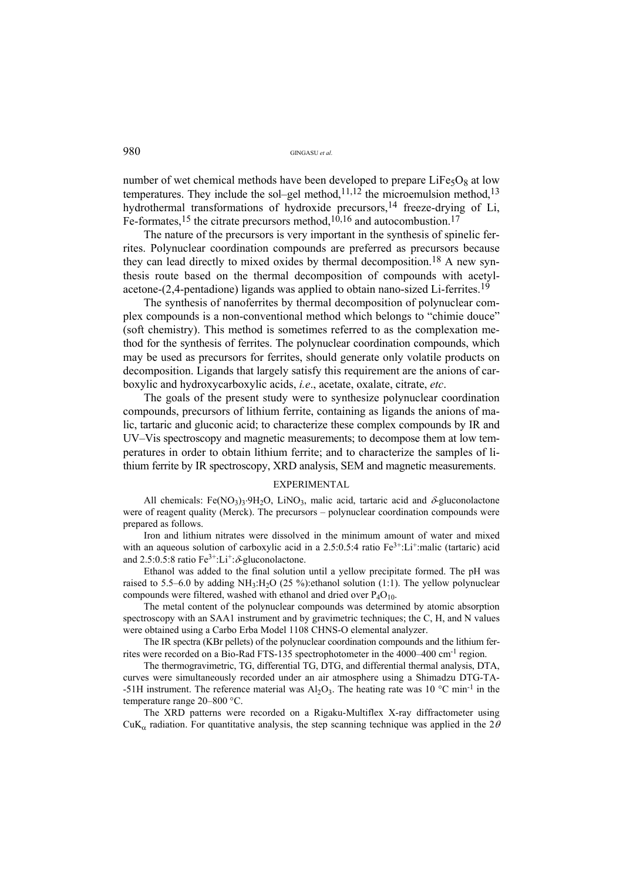number of wet chemical methods have been developed to prepare $LiFe_5O_8$ at low temperatures. They include the sol–gel method,[11,12] the microemulsion method,[13] hydrothermal transformations of hydroxide precursors,[14] freeze-drying of Li, Fe-formates,[15] the citrate precursors method,[10,16] and autocombustion.[17]

The nature of the precursors is very important in the synthesis of spinelic ferrites. Polynuclear coordination compounds are preferred as precursors because they can lead directly to mixed oxides by thermal decomposition.[18] A new synthesis route based on the thermal decomposition of compounds with acetylacetone-(2,4-pentadione) ligands was applied to obtain nano-sized Li-ferrites.[19]

The synthesis of nanoferrites by thermal decomposition of polynuclear complex compounds is a non-conventional method which belongs to "chimie douce" (soft chemistry). This method is sometimes referred to as the complexation method for the synthesis of ferrites. The polynuclear coordination compounds, which may be used as precursors for ferrites, should generate only volatile products on decomposition. Ligands that largely satisfy this requirement are the anions of carboxylic and hydroxycarboxylic acids, *i.e.*, acetate, oxalate, citrate, *etc*.

The goals of the present study were to synthesize polynuclear coordination compounds, precursors of lithium ferrite, containing as ligands the anions of malic, tartaric and gluconic acid; to characterize these complex compounds by IR and UV–Vis spectroscopy and magnetic measurements; to decompose them at low temperatures in order to obtain lithium ferrite; and to characterize the samples of lithium ferrite by IR spectroscopy, XRD analysis, SEM and magnetic measurements.

## EXPERIMENTAL

All chemicals: $Fe(NO_3)_3 \cdot 9H_2O$, $LiNO_3$, malic acid, tartaric acid and $\delta$-gluconolactone were of reagent quality (Merck). The precursors – polynuclear coordination compounds were prepared as follows.

Iron and lithium nitrates were dissolved in the minimum amount of water and mixed with an aqueous solution of carboxylic acid in a 2.5:0.5:4 ratio $Fe^{3+}$:$Li^{+}$:malic (tartaric) acid and 2.5:0.5:8 ratio $Fe^{3+}$:$Li^{+}$:$\delta$-gluconolactone.

Ethanol was added to the final solution until a yellow precipitate formed. The pH was raised to 5.5–6.0 by adding $NH_3$:$H_2O$ (25 %):ethanol solution (1:1). The yellow polynuclear compounds were filtered, washed with ethanol and dried over $P_4O_{10}$.

The metal content of the polynuclear compounds was determined by atomic absorption spectroscopy with an SAA1 instrument and by gravimetric techniques; the C, H, and N values were obtained using a Carbo Erba Model 1108 CHNS-O elemental analyzer.

The IR spectra (KBr pellets) of the polynuclear coordination compounds and the lithium ferrites were recorded on a Bio-Rad FTS-135 spectrophotometer in the 4000–400 $cm^{-1}$ region.

The thermogravimetric, TG, differential TG, DTG, and differential thermal analysis, DTA, curves were simultaneously recorded under an air atmosphere using a Shimadzu DTG-TA--51H instrument. The reference material was $Al_2O_3$. The heating rate was 10 °C $min^{-1}$ in the temperature range 20–800 °C.

The XRD patterns were recorded on a Rigaku-Multiflex X-ray diffractometer using $CuK_{\alpha}$ radiation. For quantitative analysis, the step scanning technique was applied in the $2\theta$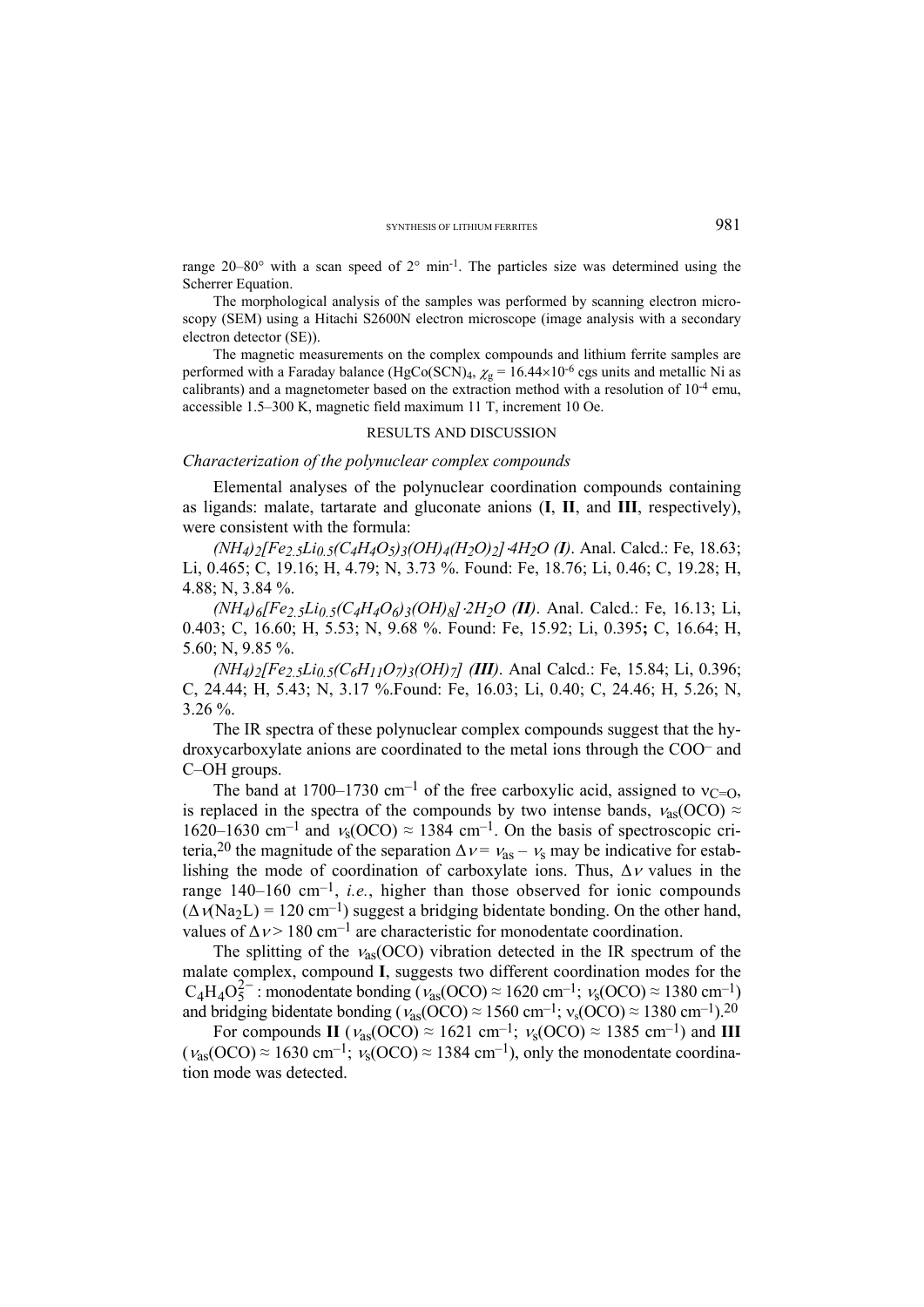range 20–80° with a scan speed of 2° min$^{-1}$. The particles size was determined using the Scherrer Equation.

The morphological analysis of the samples was performed by scanning electron microscopy (SEM) using a Hitachi S2600N electron microscope (image analysis with a secondary electron detector (SE)).

The magnetic measurements on the complex compounds and lithium ferrite samples are performed with a Faraday balance ($HgCo(SCN)_4$, $\chi_g = 16.44\times10^{-6}$ cgs units and metallic Ni as calibrants) and a magnetometer based on the extraction method with a resolution of $10^{-4}$ emu, accessible 1.5–300 K, magnetic field maximum 11 T, increment 10 Oe.

## RESULTS AND DISCUSSION

### *Characterization of the polynuclear complex compounds*

Elemental analyses of the polynuclear coordination compounds containing as ligands: malate, tartarate and gluconate anions (**I**, **II**, and **III**, respectively), were consistent with the formula:

*$(NH_4)_2[Fe_{2.5}Li_{0.5}(C_4H_4O_5)_3(OH)_4(H_2O)_2]\cdot4H_2O$ (**I**)*. Anal. Calcd.: Fe, 18.63; Li, 0.465; C, 19.16; H, 4.79; N, 3.73 %. Found: Fe, 18.76; Li, 0.46; C, 19.28; H, 4.88; N, 3.84 %.

*$(NH_4)_6[Fe_{2.5}Li_{0.5}(C_4H_4O_6)_3(OH)_8]\cdot2H_2O$ (**II**)*. Anal. Calcd.: Fe, 16.13; Li, 0.403; C, 16.60; H, 5.53; N, 9.68 %. Found: Fe, 15.92; Li, 0.395**;** C, 16.64; H, 5.60; N, 9.85 %.

*$(NH_4)_2[Fe_{2.5}Li_{0.5}(C_6H_{11}O_7)_3(OH)_7]$ (**III**)*. Anal Calcd.: Fe, 15.84; Li, 0.396; C, 24.44; H, 5.43; N, 3.17 %.Found: Fe, 16.03; Li, 0.40; C, 24.46; H, 5.26; N, 3.26 %.

The IR spectra of these polynuclear complex compounds suggest that the hydroxycarboxylate anions are coordinated to the metal ions through the $COO^-$ and C–OH groups.

The band at 1700–1730 cm$^{-1}$ of the free carboxylic acid, assigned to $\nu_{C=O}$, is replaced in the spectra of the compounds by two intense bands, $\nu_{as}(OCO) \approx$ 1620–1630 cm$^{-1}$ and $\nu_s(OCO) \approx 1384$ cm$^{-1}$. On the basis of spectroscopic criteria,[20] the magnitude of the separation $\Delta\nu = \nu_{as} - \nu_s$ may be indicative for establishing the mode of coordination of carboxylate ions. Thus, $\Delta\nu$ values in the range 140–160 cm$^{-1}$, *i.e.*, higher than those observed for ionic compounds ($\Delta\nu(Na_2L) = 120$ cm$^{-1}$) suggest a bridging bidentate bonding. On the other hand, values of $\Delta\nu > 180$ cm$^{-1}$ are characteristic for monodentate coordination.

The splitting of the $\nu_{as}(OCO)$ vibration detected in the IR spectrum of the malate complex, compound **I**, suggests two different coordination modes for the $C_4H_4O_5^{2-}$ : monodentate bonding ($\nu_{as}(OCO) \approx 1620$ cm$^{-1}$; $\nu_s(OCO) \approx 1380$ cm$^{-1}$) and bridging bidentate bonding ($\nu_{as}(OCO) \approx 1560$ cm$^{-1}$; $\nu_s(OCO) \approx 1380$ cm$^{-1}$).[20]

For compounds **II** ($\nu_{as}(OCO) \approx 1621$ cm$^{-1}$; $\nu_s(OCO) \approx 1385$ cm$^{-1}$) and **III** ($\nu_{as}(OCO) \approx 1630$ cm$^{-1}$; $\nu_s(OCO) \approx 1384$ cm$^{-1}$), only the monodentate coordination mode was detected.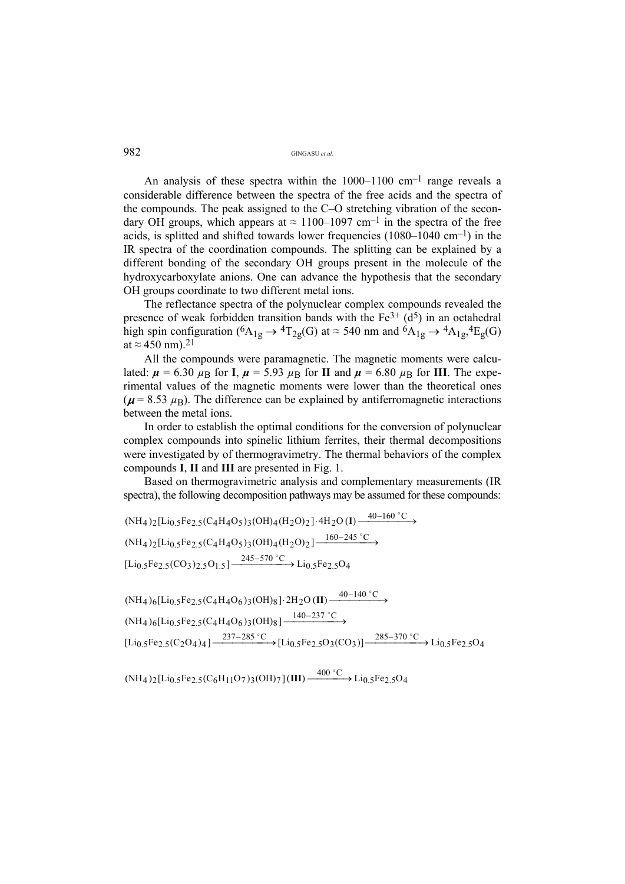An analysis of these spectra within the 1000–1100 cm$^{-1}$ range reveals a considerable difference between the spectra of the free acids and the spectra of the compounds. The peak assigned to the C–O stretching vibration of the secondary OH groups, which appears at ≈ 1100–1097 cm$^{-1}$ in the spectra of the free acids, is splitted and shifted towards lower frequencies (1080–1040 cm$^{-1}$) in the IR spectra of the coordination compounds. The splitting can be explained by a different bonding of the secondary OH groups present in the molecule of the hydroxycarboxylate anions. One can advance the hypothesis that the secondary OH groups coordinate to two different metal ions.

The reflectance spectra of the polynuclear complex compounds revealed the presence of weak forbidden transition bands with the $Fe^{3+}$ ($d^5$) in an octahedral high spin configuration ($^6A_{1g} \rightarrow {}^4T_{2g}(G)$ at ≈ 540 nm and $^6A_{1g} \rightarrow {}^4A_{1g},{}^4E_g(G)$ at ≈ 450 nm).[21]

All the compounds were paramagnetic. The magnetic moments were calculated: $\mu = 6.30\ \mu_B$ for **I**, $\mu = 5.93\ \mu_B$ for **II** and $\mu = 6.80\ \mu_B$ for **III**. The experimental values of the magnetic moments were lower than the theoretical ones ($\mu = 8.53\ \mu_B$). The difference can be explained by antiferromagnetic interactions between the metal ions.

In order to establish the optimal conditions for the conversion of polynuclear complex compounds into spinelic lithium ferrites, their thermal decompositions were investigated by of thermogravimetry. The thermal behaviors of the complex compounds **I**, **II** and **III** are presented in Fig. 1.

Based on thermogravimetric analysis and complementary measurements (IR spectra), the following decomposition pathways may be assumed for these compounds:

$$(NH_4)_2[Li_{0.5}Fe_{2.5}(C_4H_4O_5)_3(OH)_4(H_2O)_2]\cdot 4H_2O\ (\mathbf{I}) \xrightarrow{40-160\ ^\circ C}$$
$$(NH_4)_2[Li_{0.5}Fe_{2.5}(C_4H_4O_5)_3(OH)_4(H_2O)_2] \xrightarrow{160-245\ ^\circ C}$$
$$[Li_{0.5}Fe_{2.5}(CO_3)_{2.5}O_{1.5}] \xrightarrow{245-570\ ^\circ C} Li_{0.5}Fe_{2.5}O_4$$

$$(NH_4)_6[Li_{0.5}Fe_{2.5}(C_4H_4O_6)_3(OH)_8]\cdot 2H_2O\ (\mathbf{II}) \xrightarrow{40-140\ ^\circ C}$$
$$(NH_4)_6[Li_{0.5}Fe_{2.5}(C_4H_4O_6)_3(OH)_8] \xrightarrow{140-237\ ^\circ C}$$
$$[Li_{0.5}Fe_{2.5}(C_2O_4)_4] \xrightarrow{237-285\ ^\circ C} [Li_{0.5}Fe_{2.5}O_3(CO_3)] \xrightarrow{285-370\ ^\circ C} Li_{0.5}Fe_{2.5}O_4$$

$$(NH_4)_2[Li_{0.5}Fe_{2.5}(C_6H_{11}O_7)_3(OH)_7]\ (\mathbf{III}) \xrightarrow{400\ ^\circ C} Li_{0.5}Fe_{2.5}O_4$$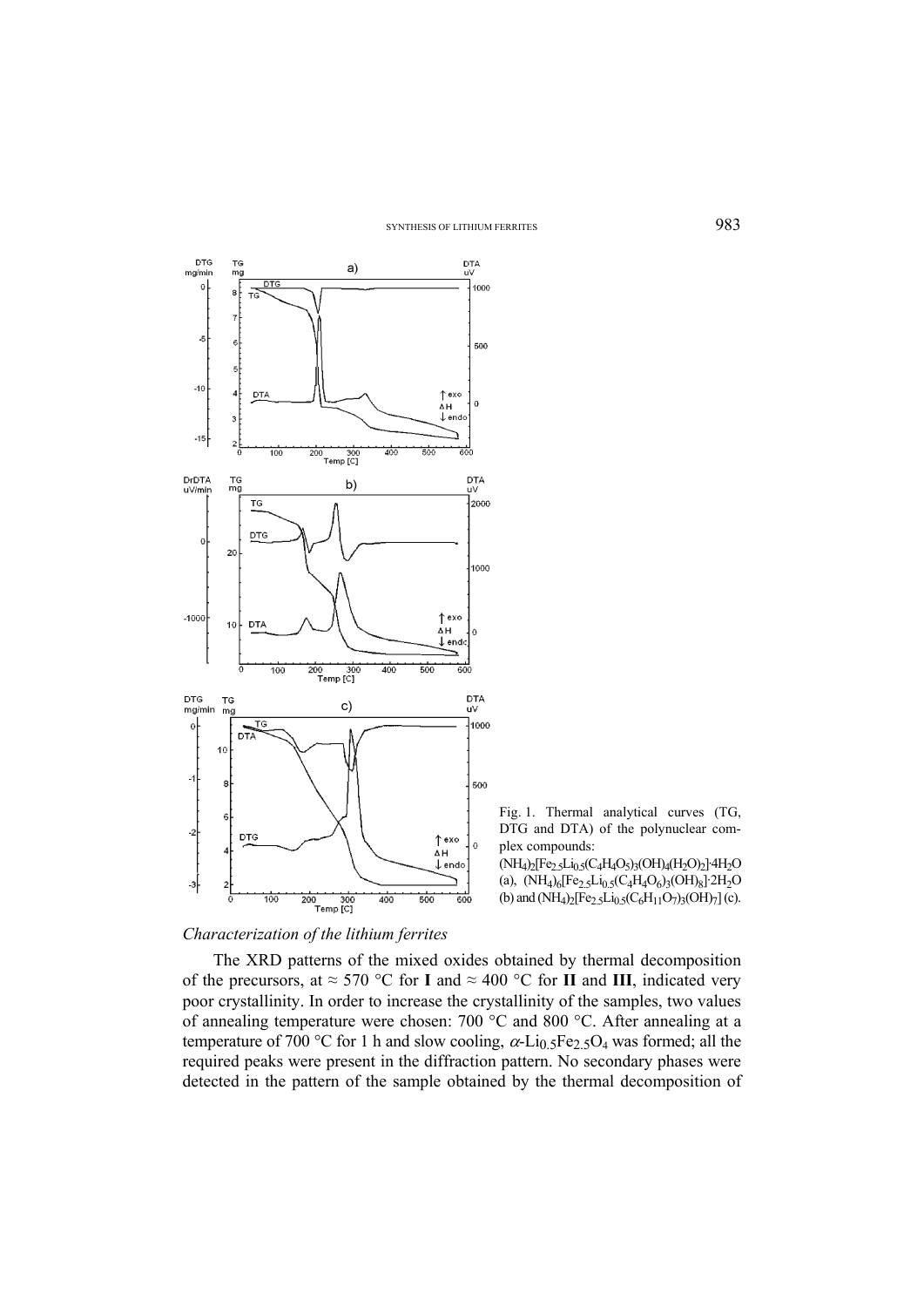Fig. 1. Thermal analytical curves (TG, DTG and DTA) of the polynuclear complex compounds: $(NH_4)_2[Fe_{2.5}Li_{0.5}(C_4H_4O_5)_3(OH)_4(H_2O)_2]\cdot 4H_2O$ (a), $(NH_4)_6[Fe_{2.5}Li_{0.5}(C_4H_4O_6)_3(OH)_8]\cdot 2H_2O$ (b) and $(NH_4)_2[Fe_{2.5}Li_{0.5}(C_6H_{11}O_7)_3(OH)_7]$ (c).

*Characterization of the lithium ferrites*

The XRD patterns of the mixed oxides obtained by thermal decomposition of the precursors, at ≈ 570 °C for **I** and ≈ 400 °C for **II** and **III**, indicated very poor crystallinity. In order to increase the crystallinity of the samples, two values of annealing temperature were chosen: 700 °C and 800 °C. After annealing at a temperature of 700 °C for 1 h and slow cooling, $\alpha$-$Li_{0.5}Fe_{2.5}O_4$ was formed; all the required peaks were present in the diffraction pattern. No secondary phases were detected in the pattern of the sample obtained by the thermal decomposition of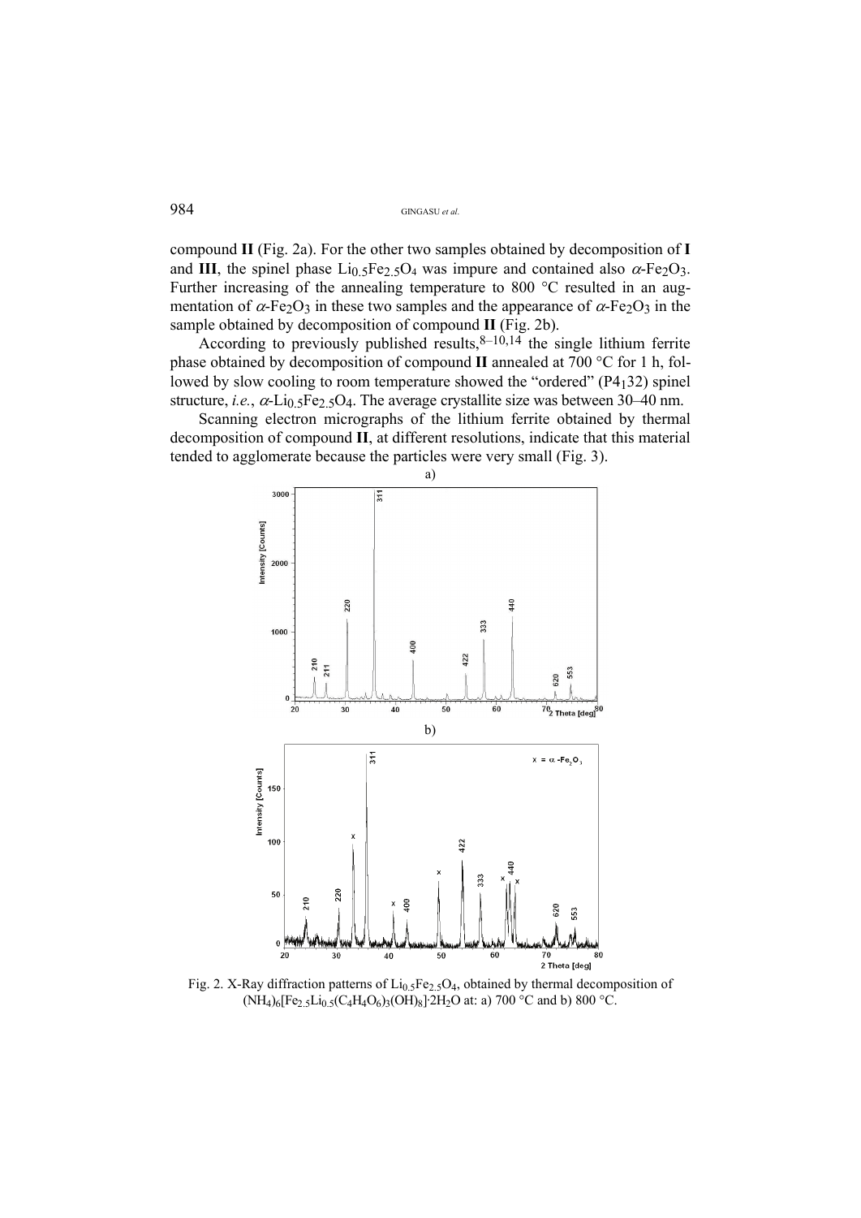compound **II** (Fig. 2a). For the other two samples obtained by decomposition of **I** and **III**, the spinel phase $Li_{0.5}Fe_{2.5}O_4$ was impure and contained also $\alpha$-$Fe_2O_3$. Further increasing of the annealing temperature to 800 °C resulted in an augmentation of $\alpha$-$Fe_2O_3$ in these two samples and the appearance of $\alpha$-$Fe_2O_3$ in the sample obtained by decomposition of compound **II** (Fig. 2b).

According to previously published results,[8–10,14] the single lithium ferrite phase obtained by decomposition of compound **II** annealed at 700 °C for 1 h, followed by slow cooling to room temperature showed the "ordered" ($P4_132$) spinel structure, *i.e.*, $\alpha$-$Li_{0.5}Fe_{2.5}O_4$. The average crystallite size was between 30–40 nm.

Scanning electron micrographs of the lithium ferrite obtained by thermal decomposition of compound **II**, at different resolutions, indicate that this material tended to agglomerate because the particles were very small (Fig. 3).

Fig. 2. X-Ray diffraction patterns of $Li_{0.5}Fe_{2.5}O_4$, obtained by thermal decomposition of $(NH_4)_6[Fe_{2.5}Li_{0.5}(C_4H_4O_6)_3(OH)_8]\cdot 2H_2O$ at: a) 700 °C and b) 800 °C.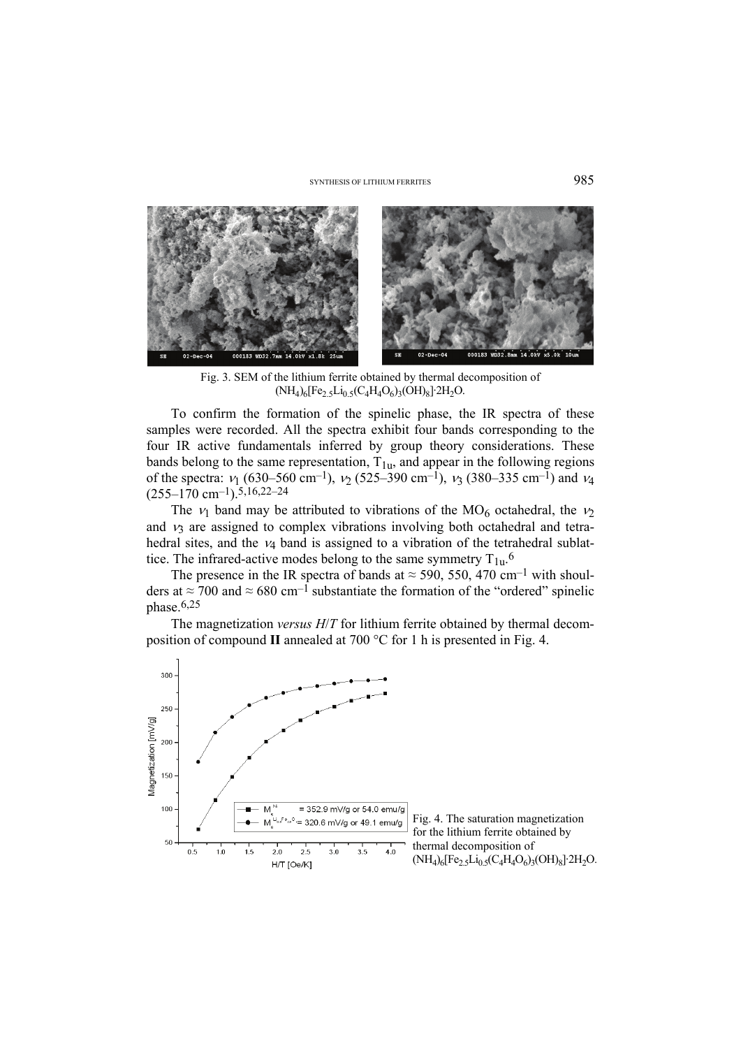Fig. 3. SEM of the lithium ferrite obtained by thermal decomposition of $(NH_4)_6[Fe_{2.5}Li_{0.5}(C_4H_4O_6)_3(OH)_8]·2H_2O$.

To confirm the formation of the spinelic phase, the IR spectra of these samples were recorded. All the spectra exhibit four bands corresponding to the four IR active fundamentals inferred by group theory considerations. These bands belong to the same representation, $T_{1u}$, and appear in the following regions of the spectra: $\nu_1$ (630–560 cm$^{-1}$), $\nu_2$ (525–390 cm$^{-1}$), $\nu_3$ (380–335 cm$^{-1}$) and $\nu_4$ (255–170 cm$^{-1}$).[5,16,22–24]

The $\nu_1$ band may be attributed to vibrations of the $MO_6$ octahedral, the $\nu_2$ and $\nu_3$ are assigned to complex vibrations involving both octahedral and tetrahedral sites, and the $\nu_4$ band is assigned to a vibration of the tetrahedral sublattice. The infrared-active modes belong to the same symmetry $T_{1u}$.[6]

The presence in the IR spectra of bands at ≈ 590, 550, 470 cm$^{-1}$ with shoulders at ≈ 700 and ≈ 680 cm$^{-1}$ substantiate the formation of the "ordered" spinelic phase.[6,25]

The magnetization *versus* *H*/*T* for lithium ferrite obtained by thermal decomposition of compound **II** annealed at 700 °C for 1 h is presented in Fig. 4.

Fig. 4. The saturation magnetization for the lithium ferrite obtained by thermal decomposition of $(NH_4)_6[Fe_{2.5}Li_{0.5}(C_4H_4O_6)_3(OH)_8]·2H_2O$.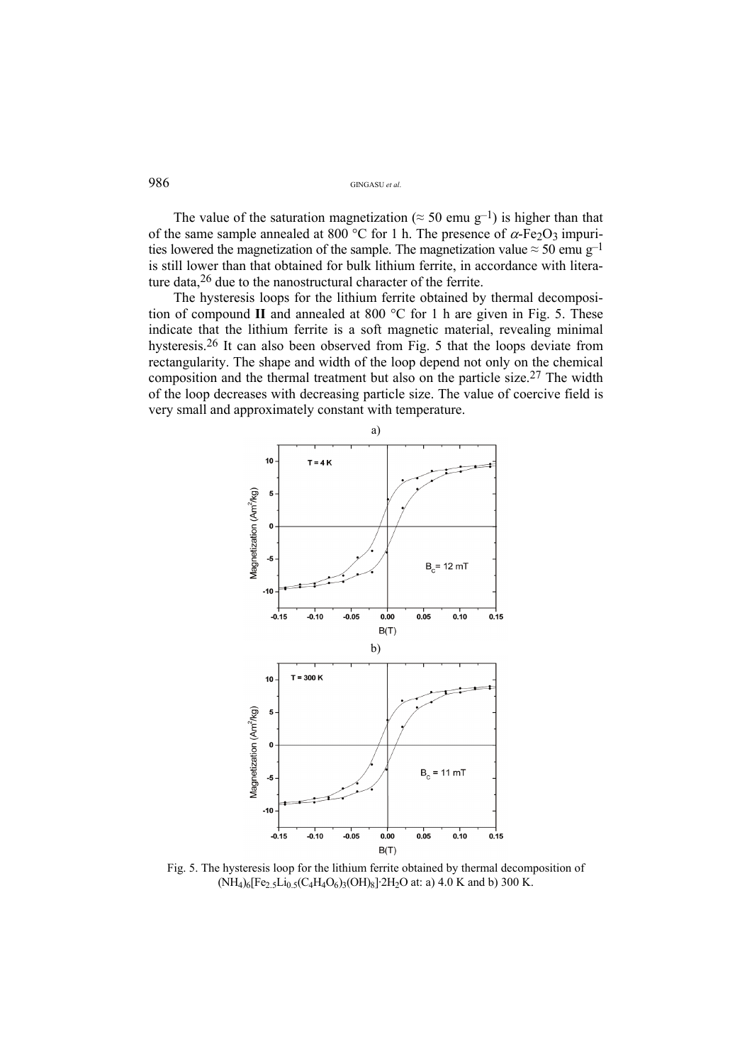The value of the saturation magnetization ($\approx 50$ emu $g^{-1}$) is higher than that of the same sample annealed at 800 °C for 1 h. The presence of $\alpha$-$Fe_2O_3$ impurities lowered the magnetization of the sample. The magnetization value $\approx 50$ emu $g^{-1}$ is still lower than that obtained for bulk lithium ferrite, in accordance with literature data,[26] due to the nanostructural character of the ferrite.

The hysteresis loops for the lithium ferrite obtained by thermal decomposition of compound **II** and annealed at 800 °C for 1 h are given in Fig. 5. These indicate that the lithium ferrite is a soft magnetic material, revealing minimal hysteresis.[26] It can also been observed from Fig. 5 that the loops deviate from rectangularity. The shape and width of the loop depend not only on the chemical composition and the thermal treatment but also on the particle size.[27] The width of the loop decreases with decreasing particle size. The value of coercive field is very small and approximately constant with temperature.

Fig. 5. The hysteresis loop for the lithium ferrite obtained by thermal decomposition of $(NH_4)_6[Fe_{2.5}Li_{0.5}(C_4H_4O_6)_3(OH)_8]\cdot 2H_2O$ at: a) 4.0 K and b) 300 K.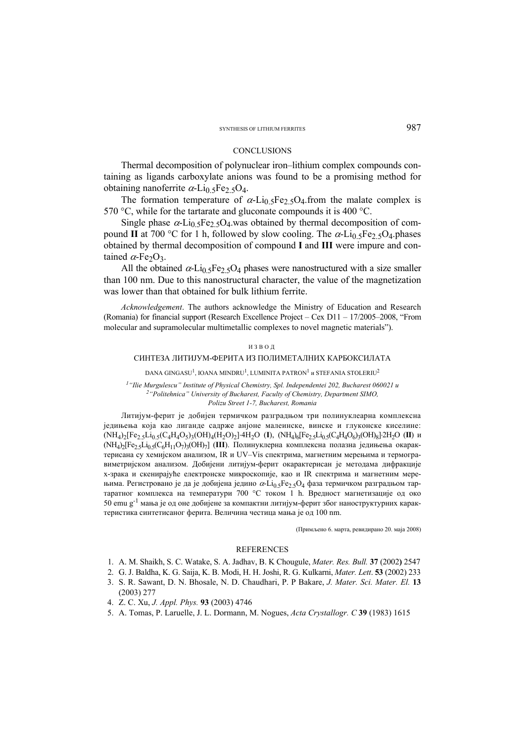## CONCLUSIONS

Thermal decomposition of polynuclear iron–lithium complex compounds containing as ligands carboxylate anions was found to be a promising method for obtaining nanoferrite $\alpha$-$Li_{0.5}Fe_{2.5}O_4$.

The formation temperature of $\alpha$-$Li_{0.5}Fe_{2.5}O_4$.from the malate complex is 570 °C, while for the tartarate and gluconate compounds it is 400 °C.

Single phase $\alpha$-$Li_{0.5}Fe_{2.5}O_4$.was obtained by thermal decomposition of compound **II** at 700 °C for 1 h, followed by slow cooling. The $\alpha$-$Li_{0.5}Fe_{2.5}O_4$.phases obtained by thermal decomposition of compound **I** and **III** were impure and contained $\alpha$-$Fe_2O_3$.

All the obtained $\alpha$-$Li_{0.5}Fe_{2.5}O_4$ phases were nanostructured with a size smaller than 100 nm. Due to this nanostructural character, the value of the magnetization was lower than that obtained for bulk lithium ferrite.

*Acknowledgement*. The authors acknowledge the Ministry of Education and Research (Romania) for financial support (Research Excellence Project – Cex D11 – 17/2005–2008, "From molecular and supramolecular multimetallic complexes to novel magnetic materials").

И З В О Д

## СИНТЕЗА ЛИТИЈУМ-ФЕРИТА ИЗ ПОЛИМЕТАЛНИХ КАРБОКСИЛАТА

DANA GINGASU[1], IOANA MINDRU[1], LUMINITA PATRON[1] и STEFANIA STOLERIU[2]

[1] "Ilie Murgulescu" Institute of Physical Chemistry, Spl. Independentei 202, Bucharest 060021 и [2] "Politehnica" University of Bucharest, Faculty of Chemistry, Department SIMO, Polizu Street 1-7, Bucharest, Romania

Литијум-ферит је добијен термичком разградњом три полинуклеарна комплексна једињења која као лиганде садрже анјоне малеинске, винске и глуконске киселине: $(NH_4)_2[Fe_{2.5}Li_{0.5}(C_4H_4O_5)_3(OH)_4(H_2O)_2]\cdot 4H_2O$ (**I**), $(NH_4)_6[Fe_{2.5}Li_{0.5}(C_4H_4O_6)_3(OH)_8]\cdot 2H_2O$ (**II**) и $(NH_4)_2[Fe_{2.5}Li_{0.5}(C_6H_{11}O_7)_3(OH)_7]$ (**III**). Полинуклерна комплексна полазна једињења окарактерисана су хемијском анализом, IR и UV–Vis спектрима, магнетним мерењима и термогравиметријском анализом. Добијени литијум-ферит окарактерисан је методама дифракције x-зрака и скенирајуће електронске микроскопије, као и IR спектрима и магнетним мерењима. Регистровано је да је добијена једино $\alpha$-$Li_{0.5}Fe_{2.5}O_4$ фаза термичком разградњом тартаратног комплекса на температури 700 °C током 1 h. Вредност магнетизације од око 50 emu $g^{-1}$ мања је од оне добијене за компактни литијум-ферит због наноструктурних карактеристика синтетисаног ферита. Величина честица мања је од 100 nm.

(Примљено 6. марта, ревидирано 20. маја 2008)

## REFERENCES

1. A. M. Shaikh, S. C. Watake, S. A. Jadhav, B. K Chougule, *Mater. Res. Bull.* **37** (2002) 2547
2. G. J. Baldha, K. G. Saija, K. B. Modi, H. H. Joshi, R. G. Kulkarni, *Mater. Lett*. **53** (2002) 233
3. S. R. Sawant, D. N. Bhosale, N. D. Chaudhari, P. P Bakare, *J. Mater. Sci. Mater. El.* **13** (2003) 277
4. Z. C. Xu, *J. Appl. Phys.* **93** (2003) 4746
5. A. Tomas, P. Laruelle, J. L. Dormann, M. Nogues, *Acta Crystallogr. C* **39** (1983) 1615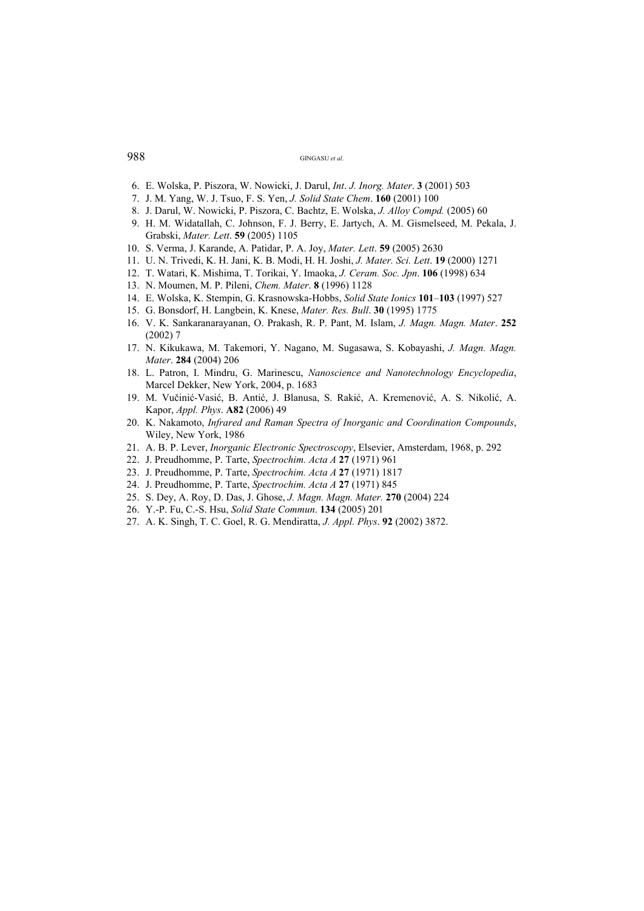6. E. Wolska, P. Piszora, W. Nowicki, J. Darul, *Int. J. Inorg. Mater*. **3** (2001) 503
7. J. M. Yang, W. J. Tsuo, F. S. Yen, *J. Solid State Chem*. **160** (2001) 100
8. J. Darul, W. Nowicki, P. Piszora, C. Bachtz, E. Wolska, *J. Alloy Compd.* (2005) 60
9. H. M. Widatallah, C. Johnson, F. J. Berry, E. Jartych, A. M. Gismelseed, M. Pekala, J. Grabski, *Mater. Lett*. **59** (2005) 1105
10. S. Verma, J. Karande, A. Patidar, P. A. Joy, *Mater. Lett*. **59** (2005) 2630
11. U. N. Trivedi, K. H. Jani, K. B. Modi, H. H. Joshi, *J. Mater. Sci. Lett*. **19** (2000) 1271
12. T. Watari, K. Mishima, T. Torikai, Y. Imaoka, *J. Ceram. Soc. Jpn*. **106** (1998) 634
13. N. Moumen, M. P. Pileni, *Chem. Mater*. **8** (1996) 1128
14. E. Wolska, K. Stempin, G. Krasnowska-Hobbs, *Solid State Ionics* **101**–**103** (1997) 527
15. G. Bonsdorf, H. Langbein, K. Knese, *Mater. Res. Bull*. **30** (1995) 1775
16. V. K. Sankaranarayanan, O. Prakash, R. P. Pant, M. Islam, *J. Magn. Magn. Mater*. **252** (2002) 7
17. N. Kikukawa, M. Takemori, Y. Nagano, M. Sugasawa, S. Kobayashi, *J. Magn. Magn. Mater*. **284** (2004) 206
18. L. Patron, I. Mindru, G. Marinescu, *Nanoscience and Nanotechnology Encyclopedia*, Marcel Dekker, New York, 2004, p. 1683
19. M. Vučinić-Vasić, B. Antić, J. Blanusa, S. Rakić, A. Kremenović, A. S. Nikolić, A. Kapor, *Appl. Phys*. **A82** (2006) 49
20. K. Nakamoto, *Infrared and Raman Spectra of Inorganic and Coordination Compounds*, Wiley, New York, 1986
21. A. B. P. Lever, *Inorganic Electronic Spectroscopy*, Elsevier, Amsterdam, 1968, p. 292
22. J. Preudhomme, P. Tarte, *Spectrochim. Acta A* **27** (1971) 961
23. J. Preudhomme, P. Tarte, *Spectrochim. Acta A* **27** (1971) 1817
24. J. Preudhomme, P. Tarte, *Spectrochim. Acta A* **27** (1971) 845
25. S. Dey, A. Roy, D. Das, J. Ghose, *J. Magn. Magn. Mater.* **270** (2004) 224
26. Y.-P. Fu, C.-S. Hsu, *Solid State Commun*. **134** (2005) 201
27. A. K. Singh, T. C. Goel, R. G. Mendiratta, *J. Appl. Phys*. **92** (2002) 3872.